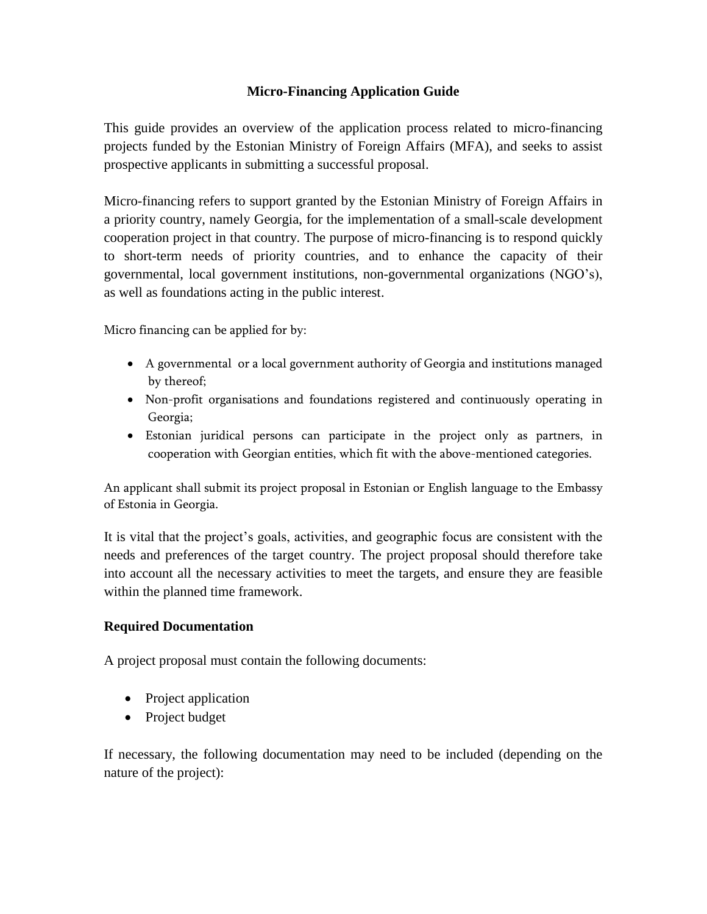# Micro-Financing Application Guide

This guide provides an overview of the application process related to micro-financing projects funded by the Estonian Ministry of Foreign Affairs (MFA), and seeks to assist prospective applicants in submitting a successful proposal.

Micro-financing refers to support granted by the Estonian Ministry of Foreign Affairs in a priority country, namely Georgia, for the implementation of a small-scale development cooperation project in that country. The purpose of micro-financing is to respond quickly to short-term needs of priority countries, and to enhance the capacity of their governmental, local government institutions, non-governmental organizations (NGO's), as well as foundations acting in the public interest.

Micro financing can be applied for by:

- A governmental or a local government authority of Georgia and institutions managed by thereof;
- Non-profit organisations and foundations registered and continuously operating in Georgia;
- Estonian juridical persons can participate in the project only as partners, in cooperation with Georgian entities, which fit with the above-mentioned categories.

An applicant shall submit its project proposal in Estonian or English language to the Embassy of Estonia in Georgia.

It is vital that the project's goals, activities, and geographic focus are consistent with the needs and preferences of the target country. The project proposal should therefore take into account all the necessary activities to meet the targets, and ensure they are feasible within the planned time framework.

## Required Documentation

A project proposal must contain the following documents:

- Project application
- Project budget

If necessary, the following documentation may need to be included (depending on the nature of the project):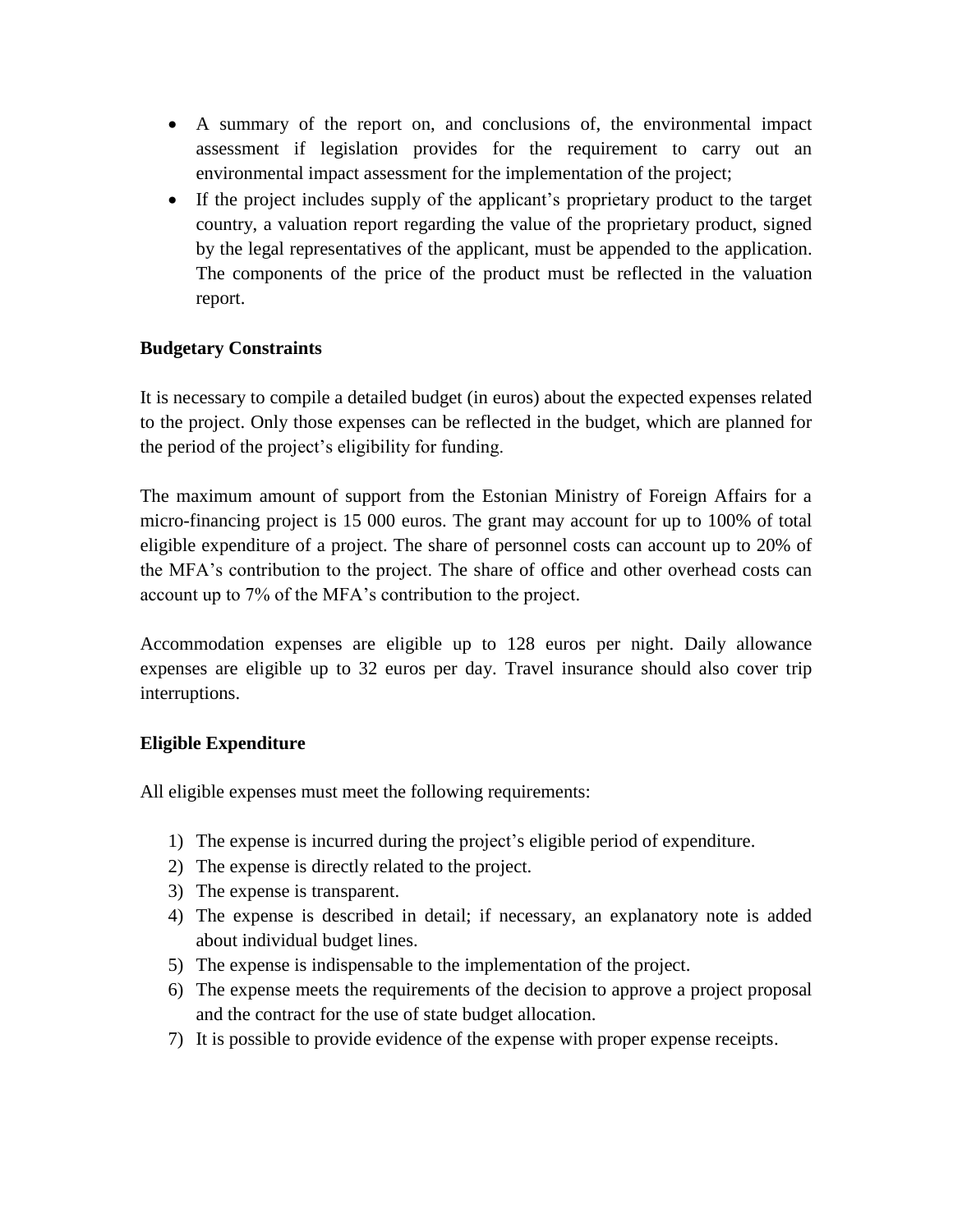- A summary of the report on, and conclusions of, the environmental impact assessment if legislation provides for the requirement to carry out an environmental impact assessment for the implementation of the project;
- If the project includes supply of the applicant's proprietary product to the target country, a valuation report regarding the value of the proprietary product, signed by the legal representatives of the applicant, must be appended to the application. The components of the price of the product must be reflected in the valuation report.

**Budgetary Constraints**

It is necessary to compile a detailed budget (in euros) about the expected expenses related to the project. Only those expenses can be reflected in the budget, which are planned for the period of the project's eligibility for funding.

The maximum amount of support from the Estonian Ministry of Foreign Affairs for a micro-financing project is 15 000 euros. The grant may account for up to 100% of total eligible expenditure of a project. The share of personnel costs can account up to 20% of the MFA's contribution to the project. The share of office and other overhead costs can account up to 7% of the MFA's contribution to the project.

Accommodation expenses are eligible up to 128 euros per night. Daily allowance expenses are eligible up to 32 euros per day. Travel insurance should also cover trip interruptions.

**Eligible Expenditure**

All eligible expenses must meet the following requirements:

1) The expense is incurred during the project's eligible period of expenditure.
2) The expense is directly related to the project.
3) The expense is transparent.
4) The expense is described in detail; if necessary, an explanatory note is added about individual budget lines.
5) The expense is indispensable to the implementation of the project.
6) The expense meets the requirements of the decision to approve a project proposal and the contract for the use of state budget allocation.
7) It is possible to provide evidence of the expense with proper expense receipts.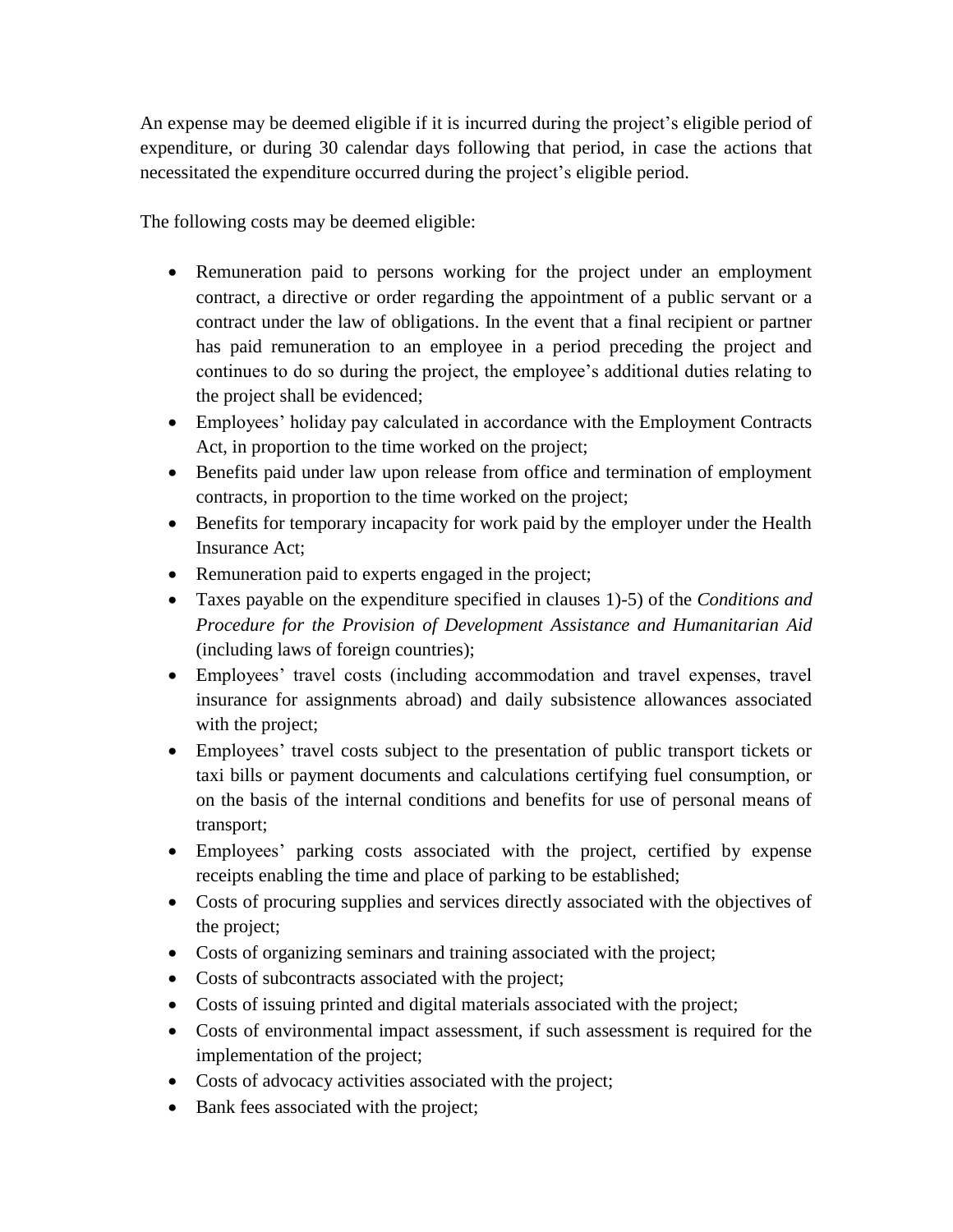An expense may be deemed eligible if it is incurred during the project's eligible period of expenditure, or during 30 calendar days following that period, in case the actions that necessitated the expenditure occurred during the project's eligible period.

The following costs may be deemed eligible:

- Remuneration paid to persons working for the project under an employment contract, a directive or order regarding the appointment of a public servant or a contract under the law of obligations. In the event that a final recipient or partner has paid remuneration to an employee in a period preceding the project and continues to do so during the project, the employee's additional duties relating to the project shall be evidenced;
- Employees' holiday pay calculated in accordance with the Employment Contracts Act, in proportion to the time worked on the project;
- Benefits paid under law upon release from office and termination of employment contracts, in proportion to the time worked on the project;
- Benefits for temporary incapacity for work paid by the employer under the Health Insurance Act;
- Remuneration paid to experts engaged in the project;
- Taxes payable on the expenditure specified in clauses 1)-5) of the *Conditions and Procedure for the Provision of Development Assistance and Humanitarian Aid* (including laws of foreign countries);
- Employees' travel costs (including accommodation and travel expenses, travel insurance for assignments abroad) and daily subsistence allowances associated with the project;
- Employees' travel costs subject to the presentation of public transport tickets or taxi bills or payment documents and calculations certifying fuel consumption, or on the basis of the internal conditions and benefits for use of personal means of transport;
- Employees' parking costs associated with the project, certified by expense receipts enabling the time and place of parking to be established;
- Costs of procuring supplies and services directly associated with the objectives of the project;
- Costs of organizing seminars and training associated with the project;
- Costs of subcontracts associated with the project;
- Costs of issuing printed and digital materials associated with the project;
- Costs of environmental impact assessment, if such assessment is required for the implementation of the project;
- Costs of advocacy activities associated with the project;
- Bank fees associated with the project;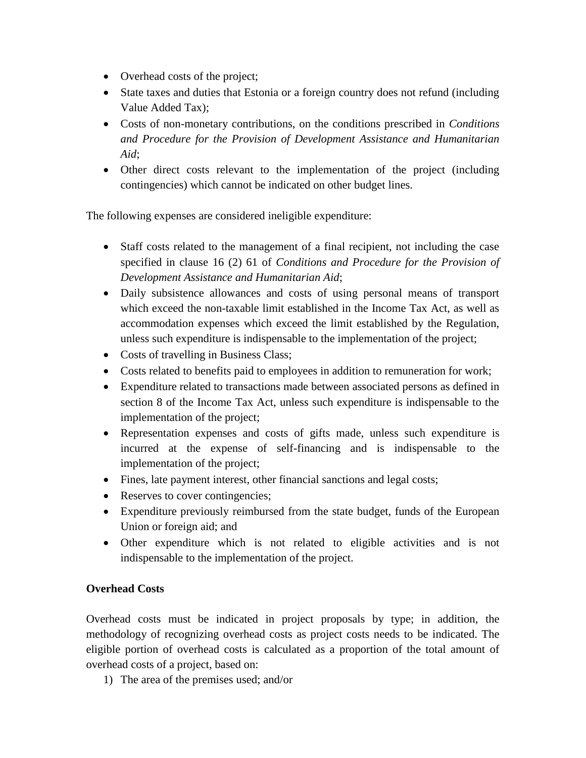- Overhead costs of the project;
- State taxes and duties that Estonia or a foreign country does not refund (including Value Added Tax);
- Costs of non-monetary contributions, on the conditions prescribed in *Conditions and Procedure for the Provision of Development Assistance and Humanitarian Aid*;
- Other direct costs relevant to the implementation of the project (including contingencies) which cannot be indicated on other budget lines.

The following expenses are considered ineligible expenditure:

- Staff costs related to the management of a final recipient, not including the case specified in clause 16 (2) 61 of *Conditions and Procedure for the Provision of Development Assistance and Humanitarian Aid*;
- Daily subsistence allowances and costs of using personal means of transport which exceed the non-taxable limit established in the Income Tax Act, as well as accommodation expenses which exceed the limit established by the Regulation, unless such expenditure is indispensable to the implementation of the project;
- Costs of travelling in Business Class;
- Costs related to benefits paid to employees in addition to remuneration for work;
- Expenditure related to transactions made between associated persons as defined in section 8 of the Income Tax Act, unless such expenditure is indispensable to the implementation of the project;
- Representation expenses and costs of gifts made, unless such expenditure is incurred at the expense of self-financing and is indispensable to the implementation of the project;
- Fines, late payment interest, other financial sanctions and legal costs;
- Reserves to cover contingencies;
- Expenditure previously reimbursed from the state budget, funds of the European Union or foreign aid; and
- Other expenditure which is not related to eligible activities and is not indispensable to the implementation of the project.

**Overhead Costs**

Overhead costs must be indicated in project proposals by type; in addition, the methodology of recognizing overhead costs as project costs needs to be indicated. The eligible portion of overhead costs is calculated as a proportion of the total amount of overhead costs of a project, based on:

1) The area of the premises used; and/or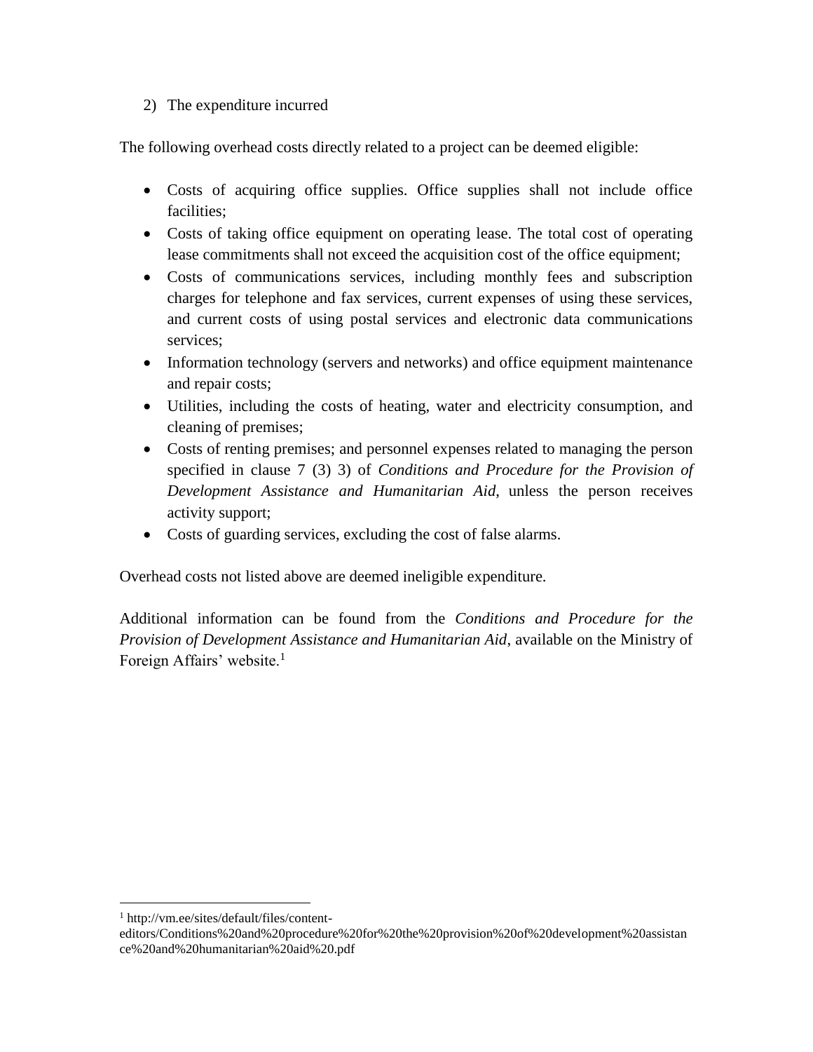2) The expenditure incurred

The following overhead costs directly related to a project can be deemed eligible:

- Costs of acquiring office supplies. Office supplies shall not include office facilities;
- Costs of taking office equipment on operating lease. The total cost of operating lease commitments shall not exceed the acquisition cost of the office equipment;
- Costs of communications services, including monthly fees and subscription charges for telephone and fax services, current expenses of using these services, and current costs of using postal services and electronic data communications services;
- Information technology (servers and networks) and office equipment maintenance and repair costs;
- Utilities, including the costs of heating, water and electricity consumption, and cleaning of premises;
- Costs of renting premises; and personnel expenses related to managing the person specified in clause 7 (3) 3) of *Conditions and Procedure for the Provision of Development Assistance and Humanitarian Aid*, unless the person receives activity support;
- Costs of guarding services, excluding the cost of false alarms.

Overhead costs not listed above are deemed ineligible expenditure.

Additional information can be found from the *Conditions and Procedure for the Provision of Development Assistance and Humanitarian Aid*, available on the Ministry of Foreign Affairs' website.[1]

[1] http://vm.ee/sites/default/files/content-editors/Conditions%20and%20procedure%20for%20the%20provision%20of%20development%20assistance%20and%20humanitarian%20aid%20.pdf